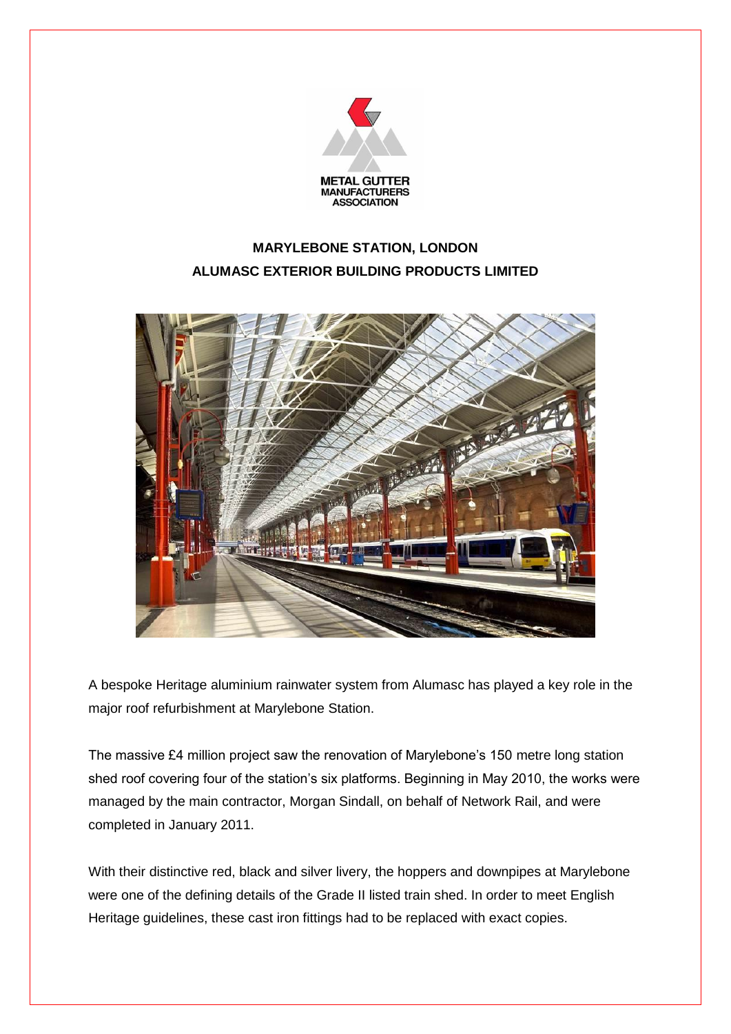METAL GUTTER MANUFACTURERS ASSOCIATION

# MARYLEBONE STATION, LONDON

## ALUMASC EXTERIOR BUILDING PRODUCTS LIMITED

A bespoke Heritage aluminium rainwater system from Alumasc has played a key role in the major roof refurbishment at Marylebone Station.

The massive £4 million project saw the renovation of Marylebone's 150 metre long station shed roof covering four of the station's six platforms. Beginning in May 2010, the works were managed by the main contractor, Morgan Sindall, on behalf of Network Rail, and were completed in January 2011.

With their distinctive red, black and silver livery, the hoppers and downpipes at Marylebone were one of the defining details of the Grade II listed train shed. In order to meet English Heritage guidelines, these cast iron fittings had to be replaced with exact copies.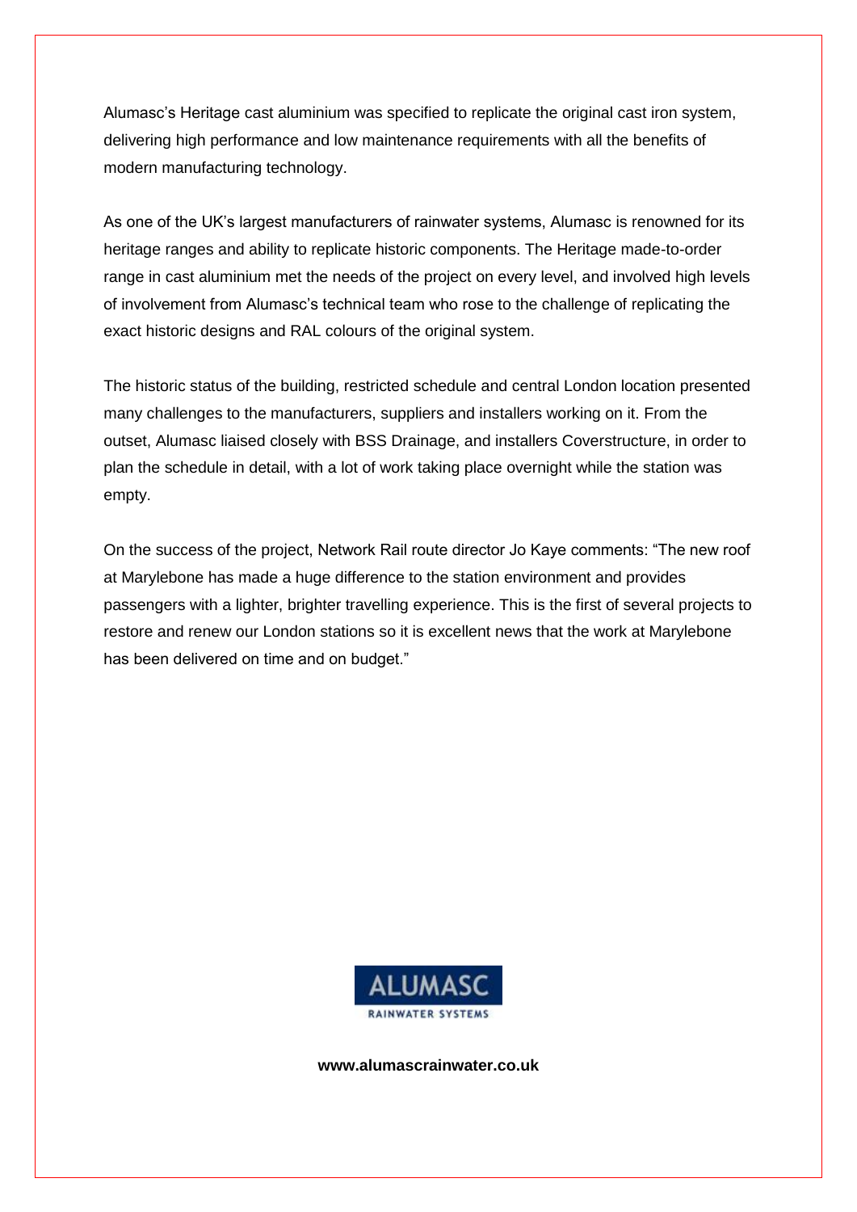Alumasc's Heritage cast aluminium was specified to replicate the original cast iron system, delivering high performance and low maintenance requirements with all the benefits of modern manufacturing technology.

As one of the UK's largest manufacturers of rainwater systems, Alumasc is renowned for its heritage ranges and ability to replicate historic components. The Heritage made-to-order range in cast aluminium met the needs of the project on every level, and involved high levels of involvement from Alumasc's technical team who rose to the challenge of replicating the exact historic designs and RAL colours of the original system.

The historic status of the building, restricted schedule and central London location presented many challenges to the manufacturers, suppliers and installers working on it. From the outset, Alumasc liaised closely with BSS Drainage, and installers Coverstructure, in order to plan the schedule in detail, with a lot of work taking place overnight while the station was empty.

On the success of the project, Network Rail route director Jo Kaye comments: "The new roof at Marylebone has made a huge difference to the station environment and provides passengers with a lighter, brighter travelling experience. This is the first of several projects to restore and renew our London stations so it is excellent news that the work at Marylebone has been delivered on time and on budget."

ALUMASC
RAINWATER SYSTEMS

**www.alumascrainwater.co.uk**